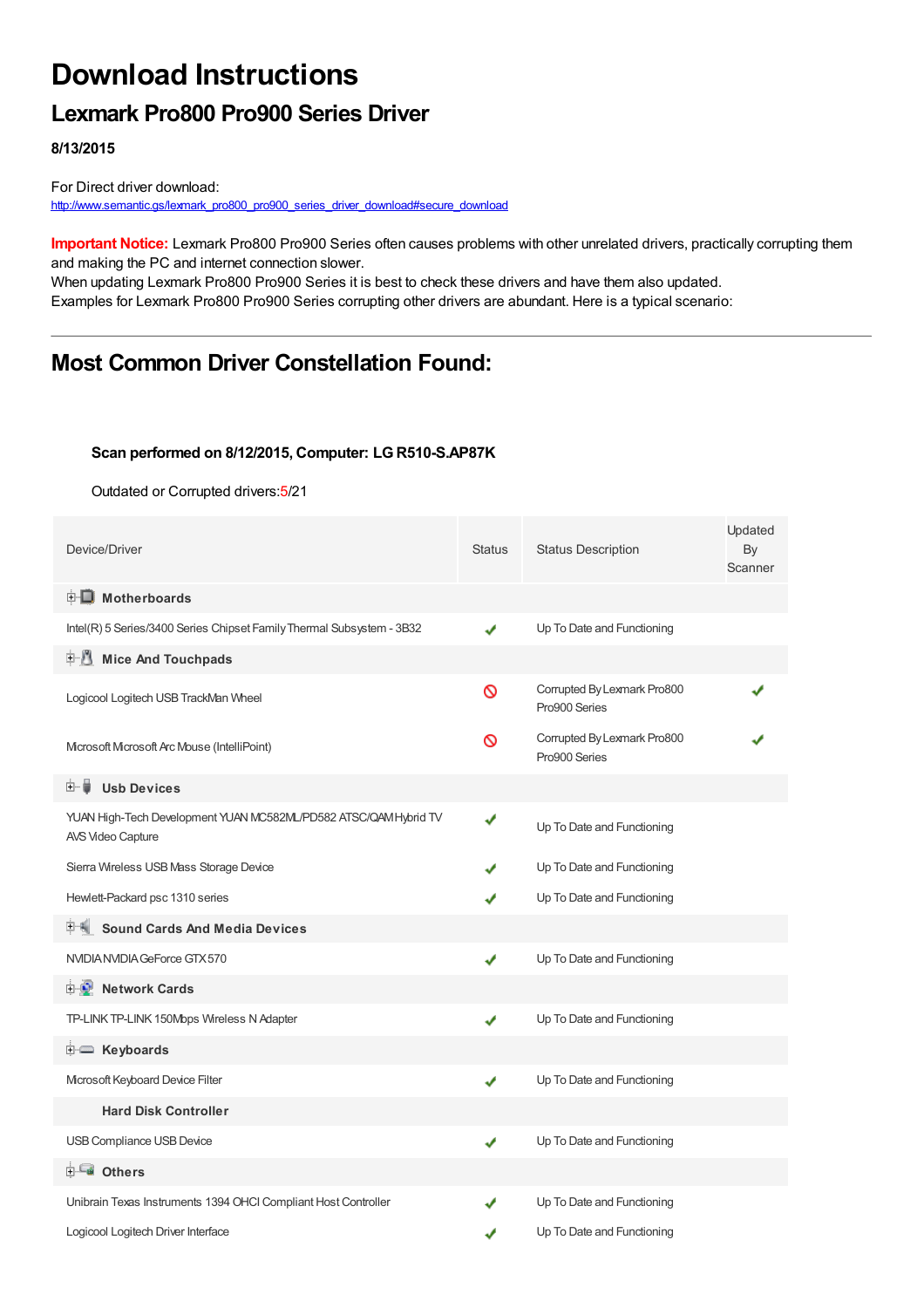# Download Instructions

## Lexmark Pro800 Pro900 Series Driver

**8/13/2015**

For Direct driver download:
http://www.semantic.gs/lexmark_pro800_pro900_series_driver_download#secure_download

**Important Notice:** Lexmark Pro800 Pro900 Series often causes problems with other unrelated drivers, practically corrupting them and making the PC and internet connection slower.
When updating Lexmark Pro800 Pro900 Series it is best to check these drivers and have them also updated.
Examples for Lexmark Pro800 Pro900 Series corrupting other drivers are abundant. Here is a typical scenario:

---

## Most Common Driver Constellation Found:

**Scan performed on 8/12/2015, Computer: LG R510-S.AP87K**

Outdated or Corrupted drivers:5/21

| Device/Driver | Status | Status Description | Updated By Scanner |
|---|---|---|---|
| **Motherboards** | | | |
| Intel(R) 5 Series/3400 Series Chipset Family Thermal Subsystem - 3B32 | ✔ | Up To Date and Functioning | |
| **Mice And Touchpads** | | | |
| Logicool Logitech USB TrackMan Wheel | 🚫 | Corrupted By Lexmark Pro800 Pro900 Series | ✔ |
| Microsoft Microsoft Arc Mouse (IntelliPoint) | 🚫 | Corrupted By Lexmark Pro800 Pro900 Series | ✔ |
| **Usb Devices** | | | |
| YUAN High-Tech Development YUAN MC582ML/PD582 ATSC/QAM Hybrid TV AVS Video Capture | ✔ | Up To Date and Functioning | |
| Sierra Wireless USB Mass Storage Device | ✔ | Up To Date and Functioning | |
| Hewlett-Packard psc 1310 series | ✔ | Up To Date and Functioning | |
| **Sound Cards And Media Devices** | | | |
| NVIDIA NVIDIA GeForce GTX 570 | ✔ | Up To Date and Functioning | |
| **Network Cards** | | | |
| TP-LINK TP-LINK 150Mbps Wireless N Adapter | ✔ | Up To Date and Functioning | |
| **Keyboards** | | | |
| Microsoft Keyboard Device Filter | ✔ | Up To Date and Functioning | |
| **Hard Disk Controller** | | | |
| USB Compliance USB Device | ✔ | Up To Date and Functioning | |
| **Others** | | | |
| Unibrain Texas Instruments 1394 OHCI Compliant Host Controller | ✔ | Up To Date and Functioning | |
| Logicool Logitech Driver Interface | ✔ | Up To Date and Functioning | |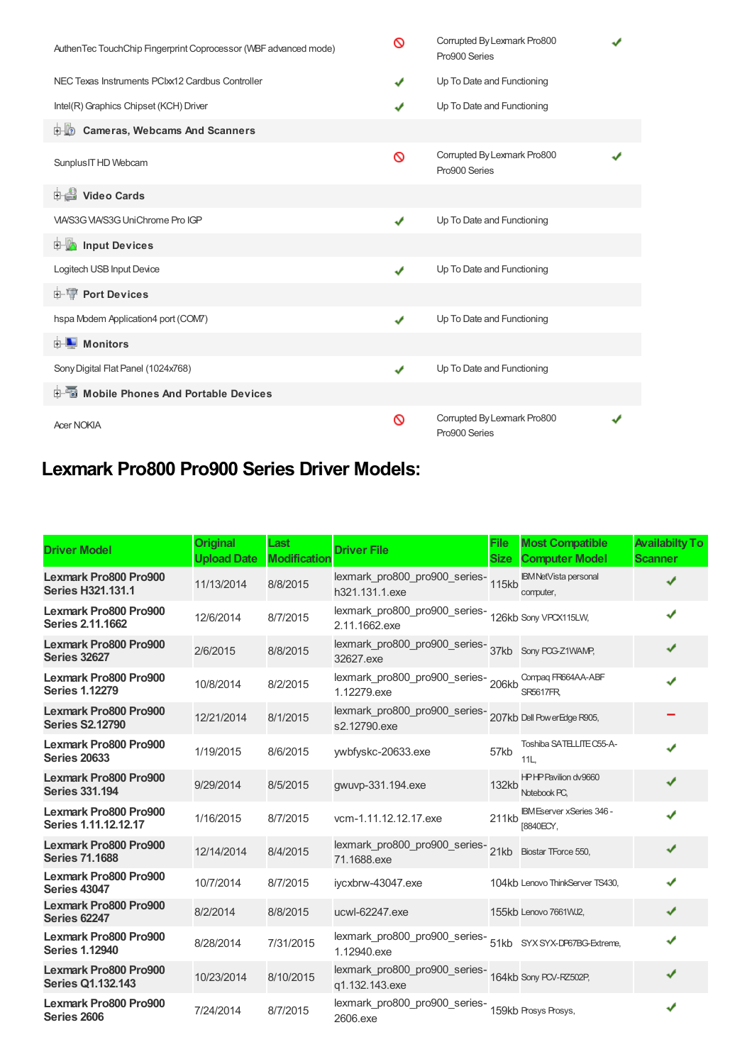| | | | |
|---|---|---|---|
| AuthenTec TouchChip Fingerprint Coprocessor (WBF advanced mode) | 🚫 | Corrupted By Lexmark Pro800 Pro900 Series | ✔ |
| NEC Texas Instruments PCIxx12 Cardbus Controller | ✔ | Up To Date and Functioning | |
| Intel(R) Graphics Chipset (KCH) Driver | ✔ | Up To Date and Functioning | |
| **Cameras, Webcams And Scanners** | | | |
| SunplusIT HD Webcam | 🚫 | Corrupted By Lexmark Pro800 Pro900 Series | ✔ |
| **Video Cards** | | | |
| VIA/S3G VIA/S3G UniChrome Pro IGP | ✔ | Up To Date and Functioning | |
| **Input Devices** | | | |
| Logitech USB Input Device | ✔ | Up To Date and Functioning | |
| **Port Devices** | | | |
| hspa Modem Application4 port (COM7) | ✔ | Up To Date and Functioning | |
| **Monitors** | | | |
| Sony Digital Flat Panel (1024x768) | ✔ | Up To Date and Functioning | |
| **Mobile Phones And Portable Devices** | | | |
| Acer NOKIA | 🚫 | Corrupted By Lexmark Pro800 Pro900 Series | ✔ |

## Lexmark Pro800 Pro900 Series Driver Models:

| Driver Model | Original Upload Date | Last Modification | Driver File | File Size | Most Compatible Computer Model | Availabilty To Scanner |
|---|---|---|---|---|---|---|
| **Lexmark Pro800 Pro900 Series H321.131.1** | 11/13/2014 | 8/8/2015 | lexmark_pro800_pro900_series-h321.131.1.exe | 115kb | IBM NetVista personal computer, | ✔ |
| **Lexmark Pro800 Pro900 Series 2.11.1662** | 12/6/2014 | 8/7/2015 | lexmark_pro800_pro900_series-2.11.1662.exe | 126kb | Sony VPCX115LW, | ✔ |
| **Lexmark Pro800 Pro900 Series 32627** | 2/6/2015 | 8/8/2015 | lexmark_pro800_pro900_series-32627.exe | 37kb | Sony PCG-Z1WAMP, | ✔ |
| **Lexmark Pro800 Pro900 Series 1.12279** | 10/8/2014 | 8/2/2015 | lexmark_pro800_pro900_series-1.12279.exe | 206kb | Compaq FR664AA-ABF SR5617FR, | ✔ |
| **Lexmark Pro800 Pro900 Series S2.12790** | 12/21/2014 | 8/1/2015 | lexmark_pro800_pro900_series-s2.12790.exe | 207kb | Dell PowerEdge R905, | − |
| **Lexmark Pro800 Pro900 Series 20633** | 1/19/2015 | 8/6/2015 | ywbfyskc-20633.exe | 57kb | Toshiba SATELLITE C55-A-11L, | ✔ |
| **Lexmark Pro800 Pro900 Series 331.194** | 9/29/2014 | 8/5/2015 | gwuvp-331.194.exe | 132kb | HP HP Pavilion dv9660 Notebook PC, | ✔ |
| **Lexmark Pro800 Pro900 Series 1.11.12.12.17** | 1/16/2015 | 8/7/2015 | vcm-1.11.12.12.17.exe | 211kb | IBM Eserver xSeries 346 -[8840ECY, | ✔ |
| **Lexmark Pro800 Pro900 Series 71.1688** | 12/14/2014 | 8/4/2015 | lexmark_pro800_pro900_series-71.1688.exe | 21kb | Biostar TForce 550, | ✔ |
| **Lexmark Pro800 Pro900 Series 43047** | 10/7/2014 | 8/7/2015 | iycxbrw-43047.exe | 104kb | Lenovo ThinkServer TS430, | ✔ |
| **Lexmark Pro800 Pro900 Series 62247** | 8/2/2014 | 8/8/2015 | ucwl-62247.exe | 155kb | Lenovo 7661WJ2, | ✔ |
| **Lexmark Pro800 Pro900 Series 1.12940** | 8/28/2014 | 7/31/2015 | lexmark_pro800_pro900_series-1.12940.exe | 51kb | SYX SYX-DP67BG-Extreme, | ✔ |
| **Lexmark Pro800 Pro900 Series Q1.132.143** | 10/23/2014 | 8/10/2015 | lexmark_pro800_pro900_series-q1.132.143.exe | 164kb | Sony PCV-RZ502P, | ✔ |
| **Lexmark Pro800 Pro900 Series 2606** | 7/24/2014 | 8/7/2015 | lexmark_pro800_pro900_series-2606.exe | 159kb | Prosys Prosys, | ✔ |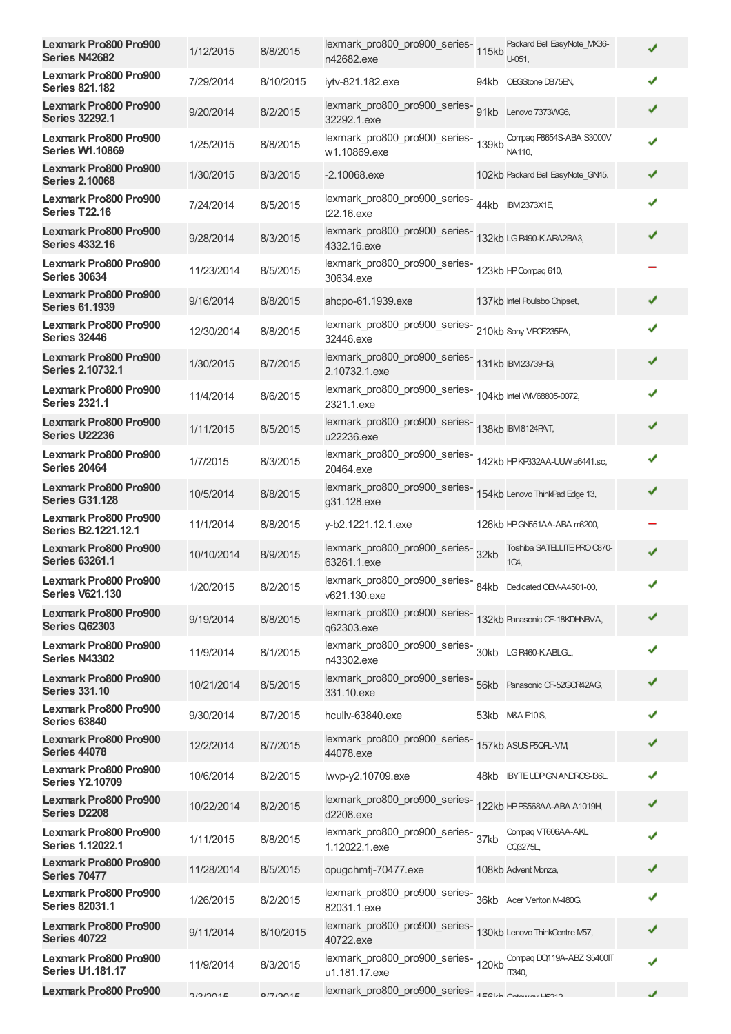| | | | | | | |
|---|---|---|---|---|---|---|
| Lexmark Pro800 Pro900 Series N42682 | 1/12/2015 | 8/8/2015 | lexmark_pro800_pro900_series-n42682.exe | 115kb | Packard Bell EasyNote_MX36-U-051, | ✔ |
| Lexmark Pro800 Pro900 Series 821.182 | 7/29/2014 | 8/10/2015 | iytv-821.182.exe | 94kb | OEGStone DB75EN, | ✔ |
| Lexmark Pro800 Pro900 Series 32292.1 | 9/20/2014 | 8/2/2015 | lexmark_pro800_pro900_series-32292.1.exe | 91kb | Lenovo 7373WG6, | ✔ |
| Lexmark Pro800 Pro900 Series W1.10869 | 1/25/2015 | 8/8/2015 | lexmark_pro800_pro900_series-w1.10869.exe | 139kb | Compaq P8654S-ABA S3000V NA110, | ✔ |
| Lexmark Pro800 Pro900 Series 2.10068 | 1/30/2015 | 8/3/2015 | -2.10068.exe | 102kb | Packard Bell EasyNote_GN45, | ✔ |
| Lexmark Pro800 Pro900 Series T22.16 | 7/24/2014 | 8/5/2015 | lexmark_pro800_pro900_series-t22.16.exe | 44kb | IBM 2373X1E, | ✔ |
| Lexmark Pro800 Pro900 Series 4332.16 | 9/28/2014 | 8/3/2015 | lexmark_pro800_pro900_series-4332.16.exe | 132kb | LG R490-K.ARA2BA3, | ✔ |
| Lexmark Pro800 Pro900 Series 30634 | 11/23/2014 | 8/5/2015 | lexmark_pro800_pro900_series-30634.exe | 123kb | HP Compaq 610, | – |
| Lexmark Pro800 Pro900 Series 61.1939 | 9/16/2014 | 8/8/2015 | ahcpo-61.1939.exe | 137kb | Intel Poulsbo Chipset, | ✔ |
| Lexmark Pro800 Pro900 Series 32446 | 12/30/2014 | 8/8/2015 | lexmark_pro800_pro900_series-32446.exe | 210kb | Sony VPCF235FA, | ✔ |
| Lexmark Pro800 Pro900 Series 2.10732.1 | 1/30/2015 | 8/7/2015 | lexmark_pro800_pro900_series-2.10732.1.exe | 131kb | IBM 23739HG, | ✔ |
| Lexmark Pro800 Pro900 Series 2321.1 | 11/4/2014 | 8/6/2015 | lexmark_pro800_pro900_series-2321.1.exe | 104kb | Intel WIV68805-0072, | ✔ |
| Lexmark Pro800 Pro900 Series U22236 | 1/11/2015 | 8/5/2015 | lexmark_pro800_pro900_series-u22236.exe | 138kb | IBM 8124PAT, | ✔ |
| Lexmark Pro800 Pro900 Series 20464 | 1/7/2015 | 8/3/2015 | lexmark_pro800_pro900_series-20464.exe | 142kb | HP KF332AA-UUW a6441.sc, | ✔ |
| Lexmark Pro800 Pro900 Series G31.128 | 10/5/2014 | 8/8/2015 | lexmark_pro800_pro900_series-g31.128.exe | 154kb | Lenovo ThinkPad Edge 13, | ✔ |
| Lexmark Pro800 Pro900 Series B2.1221.12.1 | 11/1/2014 | 8/8/2015 | y-b2.1221.12.1.exe | 126kb | HP GN551AA-ABA m8200, | – |
| Lexmark Pro800 Pro900 Series 63261.1 | 10/10/2014 | 8/9/2015 | lexmark_pro800_pro900_series-63261.1.exe | 32kb | Toshiba SATELLITE PRO C870-1C4, | ✔ |
| Lexmark Pro800 Pro900 Series V621.130 | 1/20/2015 | 8/2/2015 | lexmark_pro800_pro900_series-v621.130.exe | 84kb | Dedicated OEM-A4501-00, | ✔ |
| Lexmark Pro800 Pro900 Series Q62303 | 9/19/2014 | 8/8/2015 | lexmark_pro800_pro900_series-q62303.exe | 132kb | Panasonic CF-18KDHNBVA, | ✔ |
| Lexmark Pro800 Pro900 Series N43302 | 11/9/2014 | 8/1/2015 | lexmark_pro800_pro900_series-n43302.exe | 30kb | LG R460-K.ABLGL, | ✔ |
| Lexmark Pro800 Pro900 Series 331.10 | 10/21/2014 | 8/5/2015 | lexmark_pro800_pro900_series-331.10.exe | 56kb | Panasonic CF-52GCR42AG, | ✔ |
| Lexmark Pro800 Pro900 Series 63840 | 9/30/2014 | 8/7/2015 | hcullv-63840.exe | 53kb | M&A E10IS, | ✔ |
| Lexmark Pro800 Pro900 Series 44078 | 12/2/2014 | 8/7/2015 | lexmark_pro800_pro900_series-44078.exe | 157kb | ASUS P5QPL-VM, | ✔ |
| Lexmark Pro800 Pro900 Series Y2.10709 | 10/6/2014 | 8/2/2015 | lwvp-y2.10709.exe | 48kb | IBYTE UDP GN ANDROS-I36L, | ✔ |
| Lexmark Pro800 Pro900 Series D2208 | 10/22/2014 | 8/2/2015 | lexmark_pro800_pro900_series-d2208.exe | 122kb | HP PS568AA-ABA A1019H, | ✔ |
| Lexmark Pro800 Pro900 Series 1.12022.1 | 1/11/2015 | 8/8/2015 | lexmark_pro800_pro900_series-1.12022.1.exe | 37kb | Compaq VT606AA-AKL CQ3275L, | ✔ |
| Lexmark Pro800 Pro900 Series 70477 | 11/28/2014 | 8/5/2015 | opugchmtj-70477.exe | 108kb | Advent Monza, | ✔ |
| Lexmark Pro800 Pro900 Series 82031.1 | 1/26/2015 | 8/2/2015 | lexmark_pro800_pro900_series-82031.1.exe | 36kb | Acer Veriton M-480G, | ✔ |
| Lexmark Pro800 Pro900 Series 40722 | 9/11/2014 | 8/10/2015 | lexmark_pro800_pro900_series-40722.exe | 130kb | Lenovo ThinkCentre M57, | ✔ |
| Lexmark Pro800 Pro900 Series U1.181.17 | 11/9/2014 | 8/3/2015 | lexmark_pro800_pro900_series-u1.181.17.exe | 120kb | Compaq DQ119A-ABZ S5400IT IT340, | ✔ |
| Lexmark Pro800 Pro900 | 2/3/2015 | 8/7/2015 | lexmark_pro800_pro900_series- | 156kb | Gateway H5212 | ✔ |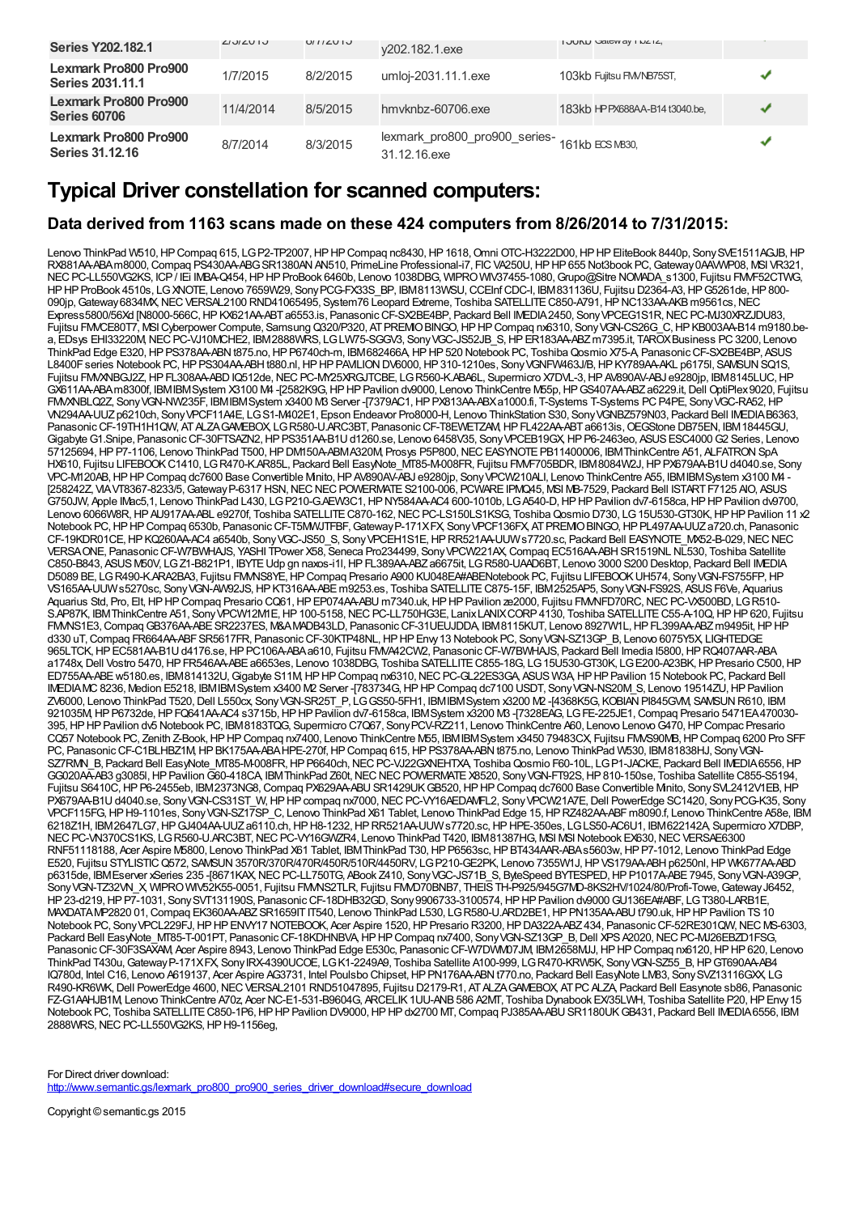| | | | | | |
|---|---|---|---|---|---|
| Series Y202.182.1 | 2/3/2015 | 8/7/2015 | y202.182.1.exe | 150kb Gateway 1.0212, | |
| Lexmark Pro800 Pro900 Series 2031.11.1 | 1/7/2015 | 8/2/2015 | umloj-2031.11.1.exe | 103kb Fujitsu FMVNB75ST, | ✔ |
| Lexmark Pro800 Pro900 Series 60706 | 11/4/2014 | 8/5/2015 | hmvknbz-60706.exe | 183kb HP PX688AA-B14 t3040.be, | ✔ |
| Lexmark Pro800 Pro900 Series 31.12.16 | 8/7/2014 | 8/3/2015 | lexmark_pro800_pro900_series-31.12.16.exe | 161kb ECS M830, | ✔ |

# Typical Driver constellation for scanned computers:

## Data derived from 1163 scans made on these 424 computers from 8/26/2014 to 7/31/2015:

Lenovo ThinkPad W510, HP Compaq 615, LG P2-TP2007, HP HP Compaq nc8430, HP 1618, Omni OTC-H3222D00, HP HP EliteBook 8440p, Sony SVE1511AGJB, HP RX881AA-ABA m8000, Compaq PS430AA-ABG SR1380AN AN510, PrimeLine Professional-i7, FIC VA250U, HP HP 655 Not3book PC, Gateway 0AAWWP08, MSI VR321, NEC PC-LL550VG2KS, ICP / IEi IMBA-Q454, HP HP ProBook 6460b, Lenovo 1038DBG, WIPRO WIV37455-1080, Grupo@Sitre NOMADA_s1300, Fujitsu FMVF52CTWG, HP HP ProBook 4510s, LG XNOTE, Lenovo 7659W29, Sony PCG-FX33S_BP, IBM 8113WSU, CCEInf CDC-I, IBM 831136U, Fujitsu D2364-A3, HP G5261de, HP 800-090jp, Gateway 6834MX, NEC VERSAL2100 RND41065495, System76 Leopard Extreme, Toshiba SATELLITE C850-A791, HP NC133AA-AKB m9561cs, NEC Express5800/56Xd [N8000-566C, HP KX621AA-ABT a6553.is, Panasonic CF-SX2BE4BP, Packard Bell IMEDIA 2450, Sony VPCEG1S1R, NEC PC-MJ30XRZJDU83, Fujitsu FMVCE80T7, MSI Cyberpower Compute, Samsung Q320/P320, AT PREMIO BINGO, HP HP Compaq nx6310, Sony VGN-CS26G_C, HP KB003AA-B14 m9180.be-a, EDsys EHI33220M, NEC PC-VJ10MCHE2, IBM 2888WRS, LG LW75-SGGV3, Sony VGC-JS52JB_S, HP ER183AA-ABZ m7395.it, TAROX Business PC 3200, Lenovo ThinkPad Edge E320, HP PS378AA-ABN t875.no, HP P6740ch-m, IBM 682466A, HP HP 520 Notebook PC, Toshiba Qosmio X75-A, Panasonic CF-SX2BE4BP, ASUS L8400F series Notebook PC, HP PS304AA-ABH t880.nl, HP HP PAVILION DV6000, HP 310-1210es, Sony VGNFW463J/B, HP KY789AA-AKL p6175l, SAMSUN SQ1S, Fujitsu FMVXNBGJ2Z, HP FL308AA-ABD IQ512de, NEC PC-MY25XRGJTCBE, LG R560-K.ABA6L, Supermicro X7DVL-3, HP AV890AV-ABJ e9280jp, IBM 8145LUC, HP GX611AA-ABA m8300f, IBM IBM System X3100 M4 -[2582K9G, HP HP Pavilion dv9000, Lenovo ThinkCentre M55p, HP GS407AA-ABZ a6229.it, Dell OptiPlex 9020, Fujitsu FMVXNBLQ2Z, Sony VGN-NW235F, IBM IBM System x3400 M3 Server -[7379AC1, HP PX813AA-ABX a1000.fi, T-Systems T-Systems PC P4PE, Sony VGC-RA52, HP VN294AA-UUZ p6210ch, Sony VPCF11A4E, LG S1-M402E1, Epson Endeavor Pro8000-H, Lenovo ThinkStation S30, Sony VGNBZ579N03, Packard Bell IMEDIA B6363, Panasonic CF-19TH1H1QW, AT ALZA GAMEBOX, LG R580-U.ARC3BT, Panasonic CF-T8EWETZAM, HP FL422AA-ABT a6613is, OEGStone DB75EN, IBM 18445GU, Gigabyte G1.Snipe, Panasonic CF-30FTSAZN2, HP PS351AA-B1U d1260.se, Lenovo 6458V35, Sony VPCEB19GX, HP P6-2463eo, ASUS ESC4000 G2 Series, Lenovo 57125694, HP P7-1106, Lenovo ThinkPad T500, HP DM150A-ABM A320M, Prosys P5P800, NEC EASYNOTE PB11400006, IBM ThinkCentre A51, ALFATRON SpA HX610, Fujitsu LIFEBOOK C1410, LG R470-K.AR85L, Packard Bell EasyNote_MT85-M-008FR, Fujitsu FMVF705BDR, IBM 8084W2J, HP PX679AA-B1U d4040.se, Sony VPC-M120AB, HP HP Compaq dc7600 Base Convertible Minito, HP AV890AV-ABJ e9280jp, Sony VPCW210ALI, Lenovo ThinkCentre A55, IBM IBM System x3100 M4 -[258242Z, VIA VT8367-8233/5, Gateway P-6317 HSN, NEC NEC POWERMATE S2100-006, PCWARE IPMQ45, MSI MS-7529, Packard Bell ISTART F7125 AIO, ASUS G750JW, Apple IMac5,1, Lenovo ThinkPad L430, LG P210-G.AEW3C1, HP NY584AA-AC4 600-1010b, LG A540-D, HP HP Pavilion dv7-6158ca, HP HP Pavilion dv9700, Lenovo 6066W8R, HP AU917AA-ABL e9270f, Toshiba SATELLITE C870-162, NEC PC-LS150LS1KSG, Toshiba Qosmio D730, LG 15U530-GT30K, HP HP Pavilion 11 x2 Notebook PC, HP HP Compaq 6530b, Panasonic CF-T5MWJTFBF, Gateway P-171XFX, Sony VPCF136FX, AT PREMIO BINGO, HP PL497AA-UUZ a720.ch, Panasonic CF-19KDR01CE, HP KQ260AA-AC4 a6540b, Sony VGC-JS50_S, Sony VPCEH1S1E, HP RR521AA-UUW s7720.sc, Packard Bell EASYNOTE_MX52-B-029, NEC NEC VERSAONE, Panasonic CF-W7BWHAJS, YASHI TPower X58, Seneca Pro234499, Sony VPCW221AX, Compaq EC516AA-ABH SR1519NL NL530, Toshiba Satellite C850-B843, ASUS M50V, LG Z1-B821P1, IBYTE Udp gn naxos-i1l, HP FL389AA-ABZ a6675it, LG R580-UAAD6BT, Lenovo 3000 S200 Desktop, Packard Bell IMEDIA D5089 BE, LG R490-K.ARA2BA3, Fujitsu FMVNS8YE, HP Compaq Presario A900 KU048EA#ABENotebook PC, Fujitsu LIFEBOOK UH574, Sony VGN-FS755FP, HP VS165AA-UUW s5270sc, Sony VGN-AW92JS, HP KT316AA-ABE m9253.es, Toshiba SATELLITE C875-15F, IBM 2525AP5, Sony VGN-FS92S, ASUS F6Ve, Aquarius Aquarius Std, Pro, Elt, HP HP Compaq Presario CQ61, HP EP074AA-ABU m7340.uk, HP HP Pavilion ze2000, Fujitsu FMVNFD70RC, NEC PC-VX500BD, LG R510-S.AP87K, IBM ThinkCentre A51, Sony VPCW12M1E, HP 100-5158, NEC PC-LL750HG3E, Lanix LANIX CORP 4130, Toshiba SATELLITE C55-A-10Q, HP HP 620, Fujitsu FMVNS1E3, Compaq GB376AA-ABE SR2237ES, M&A MADB43LD, Panasonic CF-31UEUJDDA, IBM 8115KUT, Lenovo 8927W1L, HP FL399AA-ABZ m9495it, HP HP d330 uT, Compaq FR664AA-ABF SR5617FR, Panasonic CF-30KTP48NL, HP HP Envy 13 Notebook PC, Sony VGN-SZ13GP_B, Lenovo 6075Y5X, LIGHTEDGE 965LTCK, HP EC581AA-B1U d4176.se, HP PC106A-ABA a610, Fujitsu FMVA42CW2, Panasonic CF-W7BWHAJS, Packard Bell Imedia I5800, HP RQ407AAR-ABA a1748x, Dell Vostro 5470, HP FR546AA-ABE a6653es, Lenovo 1038DBG, Toshiba SATELLITE C855-18G, LG 15U530-GT30K, LG E200-A23BK, HP Presario C500, HP ED755AA-ABE w5180.es, IBM 814132U, Gigabyte S11M, HP HP Compaq nx6310, NEC PC-GL22ES3GA, ASUS W3A, HP HP Pavilion 15 Notebook PC, Packard Bell IMEDIA MC 8236, Medion E5218, IBM IBM System x3400 M2 Server -[783734G, HP HP Compaq dc7100 USDT, Sony VGN-NS20M_S, Lenovo 19514ZU, HP Pavilion ZV6000, Lenovo ThinkPad T520, Dell L550cx, Sony VGN-SR25T_P, LG GS50-5FH1, IBM IBM System x3200 M2 -[4368K5G, KOBIAN PI845GVM, SAMSUN R610, IBM 921035M, HP P6732de, HP FQ641AA-AC4 s3715b, HP HP Pavilion dv7-6158ca, IBM System x3200 M3 -[7328EAG, LG FE-225JE1, Compaq Presario 5471EA 470030-395, HP HP Pavilion dv5 Notebook PC, IBM 8183TQG, Supermicro C7Q67, Sony PCV-RZ211, Lenovo ThinkCentre A60, Lenovo Lenovo G470, HP Compac Presario CQ57 Notebook PC, Zenith Z-Book, HP HP Compaq nx7400, Lenovo ThinkCentre M55, IBM IBM System x3450 79483CX, Fujitsu FMVS90MB, HP Compaq 6200 Pro SFF PC, Panasonic CF-C1BLHBZ1M, HP BK175AA-ABA HPE-270f, HP Compaq 615, HP PS378AA-ABN t875.no, Lenovo ThinkPad W530, IBM 818338HJ, Sony VGN-SZ7RMN_B, Packard Bell EasyNote_MT85-M-008FR, HP P6640ch, NEC PC-VJ22GXNEHTXA, Toshiba Qosmio F60-10L, LG P1-JACKE, Packard Bell IMEDIA 6556, HP GG020AA-AB3 g3085l, HP Pavilion G60-418CA, IBM ThinkPad Z60t, NEC NEC POWERMATE X8520, Sony VGN-FT92S, HP 810-150se, Toshiba Satellite C855-S5194, Fujitsu S6410C, HP P6-2455eb, IBM 2373NG8, Compaq PX629AA-ABU SR1429UK GB520, HP HP Compaq dc7800 Base Convertible Minito, Sony SVL2412V1EB, HP PX679AA-B1U d4040.se, Sony VGN-CS31ST_W, HP HP compaq nx7000, NEC PC-VY16AEDAMFL2, Sony VPCW21A7E, Dell PowerEdge SC1420, Sony PCG-K35, Sony VPCF115FG, HP H9-1101es, Sony VGN-SZ17SP_C, Lenovo ThinkPad X61 Tablet, Lenovo ThinkPad Edge 15, HP RZ482AA-ABF m8090.f, Lenovo ThinkCentre A58e, IBM 6218Z1H, IBM 2647LG7, HP GJ404AA-UUZ a6110.ch, HP H8-1232, HP RR521AA-UUW s7720.sc, HP HPE-350es, LG LS50-AC6U1, IBM 622142A, Supermicro X7DBP, NEC PC-VN370CS1KS, LG R560-U.ARC3BT, NEC PC-VY16GWZR4, Lenovo ThinkPad T420, IBM 81387HG, MSI MSI Notebook EX630, NEC VERSAE6300 RNF51118188, Acer Aspire M5800, Lenovo ThinkPad X61 Tablet, IBM ThinkPad T30, HP P6563sc, HP BT434AAR-ABA s5603w, HP P7-1012, Lenovo ThinkPad Edge E520, Fujitsu STYLISTIC Q572, SAMSUN 3570R/370R/470R/450R/510R/4450RV, LG P210-GE2PK, Lenovo 7355W1J, HP VS179AA-ABH p6250nl, HP WK677AA-ABD p6315de, IBM Eserver xSeries 235 -[8671KAX, NEC PC-LL750TG, ABook Z410, Sony VGC-JS71B_S, ByteSpeed BYTESPED, HP P1017A-ABE 7945, Sony VGN-A39GP, Sony VGN-TZ32VN_X, WIPRO WIV52K55-0051, Fujitsu FMVNS2TLR, Fujitsu FMVD70BNB7, THEIS TH-P925/945G7MD-8KS2HV/1024/80/Profi-Towe, Gateway J6452, HP 23-d219, HP P7-1031, Sony SVT131190S, Panasonic CF-18DHB32GD, Sony 9906733-3100574, HP HP Pavilion dv9000 GU136EA#ABF, LG T380-LARB1E, MAXDATA MP2820 01, Compaq EK360AA-ABZ SR1659IT IT540, Lenovo ThinkPad L530, LG R580-U.ARD2BE1, HP PN135AA-ABU t790.uk, HP HP Pavilion TS 10 Notebook PC, Sony VPCL229FJ, HP HP ENVY17 NOTEBOOK, Acer Aspire 1520, HP Presario R3200, HP DA322A-ABZ 434, Panasonic CF-52RE301QW, NEC MS-6303, Packard Bell EasyNote_MT85-T-001PT, Panasonic CF-18KDHNBVA, HP HP Compaq nx7400, Sony VGN-SZ13GP_B, Dell XPS A2020, NEC PC-MJ26EBZD1FSG, Panasonic CF-30F3SAXAM, Acer Aspire 8943, Lenovo ThinkPad Edge E530c, Panasonic CF-W7DWM07JM, IBM 2658MJJ, HP HP Compaq nx6120, HP HP 620, Lenovo ThinkPad T430u, Gateway P-171XFX, Sony IRX-4390UCOE, LG K1-2249A9, Toshiba Satellite A100-999, LG R470-KRW5K, Sony VGN-SZ55_B, HP GT690AA-AB4 IQ780d, Intel C16, Lenovo A619137, Acer Aspire AG3731, Intel Poulsbo Chipset, HP PN176AA-ABN t770.no, Packard Bell EasyNote LM83, Sony SVZ13116GXX, LG R490-KR6WK, Dell PowerEdge 4600, NEC VERSAL2101 RND51047895, Fujitsu D2179-R1, AT ALZA GAMEBOX, AT PC ALZA, Packard Bell Easynote sb86, Panasonic FZ-G1AAHJB1M, Lenovo ThinkCentre A70z, Acer NC-E1-531-B9604G, ARCELIK 1UU-ANB 586 A2MT, Toshiba Dynabook EX/35LWH, Toshiba Satellite P20, HP Envy 15 Notebook PC, Toshiba SATELLITE C850-1P6, HP HP Pavilion DV9000, HP HP dx2700 MT, Compaq PJ385AA-ABU SR1180UK GB431, Packard Bell IMEDIA 6556, IBM 2888WRS, NEC PC-LL550VG2KS, HP H9-1156eg,

For Direct driver download:
http://www.semantic.gs/lexmark_pro800_pro900_series_driver_download#secure_download

Copyright © semantic.gs 2015